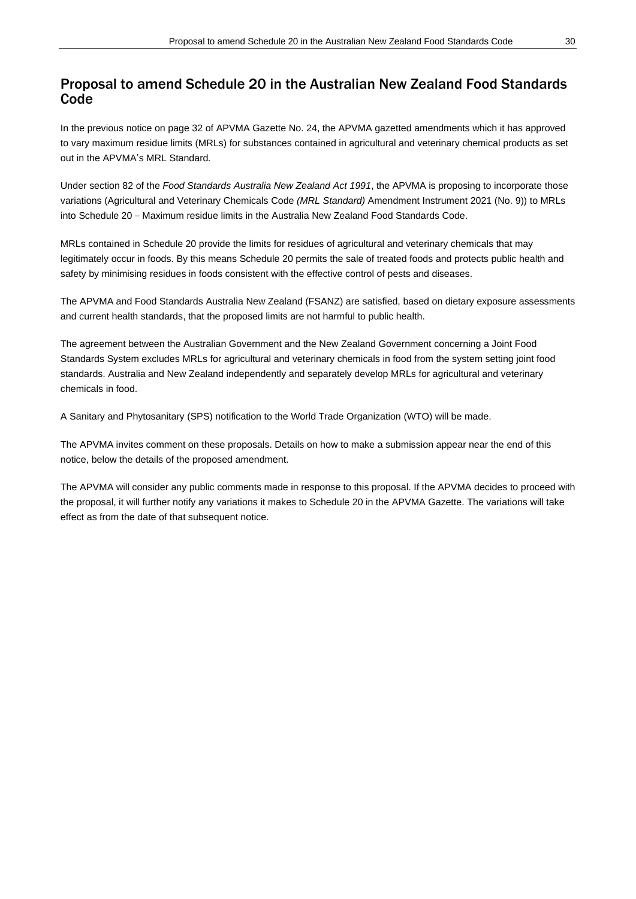## Proposal to amend Schedule 20 in the Australian New Zealand Food Standards Code

In the previous notice on page 32 of APVMA Gazette No. 24, the APVMA gazetted amendments which it has approved to vary maximum residue limits (MRLs) for substances contained in agricultural and veterinary chemical products as set out in the APVMA's MRL Standard.

Under section 82 of the *Food Standards Australia New Zealand Act 1991*, the APVMA is proposing to incorporate those variations (Agricultural and Veterinary Chemicals Code *(MRL Standard)* Amendment Instrument 2021 (No. 9)) to MRLs into Schedule 20 – Maximum residue limits in the Australia New Zealand Food Standards Code.

MRLs contained in Schedule 20 provide the limits for residues of agricultural and veterinary chemicals that may legitimately occur in foods. By this means Schedule 20 permits the sale of treated foods and protects public health and safety by minimising residues in foods consistent with the effective control of pests and diseases.

The APVMA and Food Standards Australia New Zealand (FSANZ) are satisfied, based on dietary exposure assessments and current health standards, that the proposed limits are not harmful to public health.

The agreement between the Australian Government and the New Zealand Government concerning a Joint Food Standards System excludes MRLs for agricultural and veterinary chemicals in food from the system setting joint food standards. Australia and New Zealand independently and separately develop MRLs for agricultural and veterinary chemicals in food.

A Sanitary and Phytosanitary (SPS) notification to the World Trade Organization (WTO) will be made.

The APVMA invites comment on these proposals. Details on how to make a submission appear near the end of this notice, below the details of the proposed amendment.

The APVMA will consider any public comments made in response to this proposal. If the APVMA decides to proceed with the proposal, it will further notify any variations it makes to Schedule 20 in the APVMA Gazette. The variations will take effect as from the date of that subsequent notice.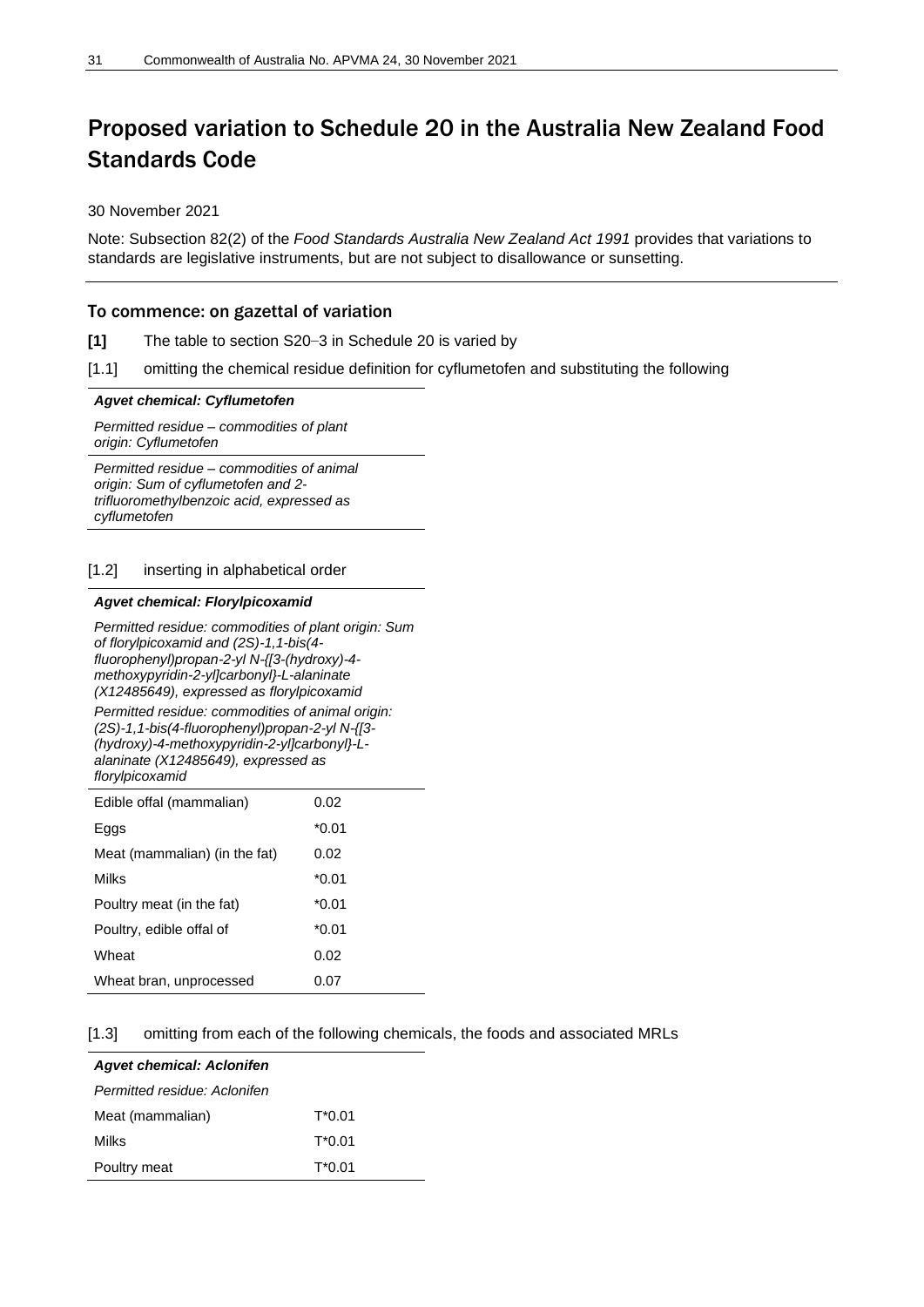# Proposed variation to Schedule 20 in the Australia New Zealand Food Standards Code

30 November 2021

Note: Subsection 82(2) of the *Food Standards Australia New Zealand Act 1991* provides that variations to standards are legislative instruments, but are not subject to disallowance or sunsetting.

### To commence: on gazettal of variation

**[1]** The table to section S20–3 in Schedule 20 is varied by

[1.1] omitting the chemical residue definition for cyflumetofen and substituting the following

| ***Agvet chemical: Cyflumetofen*** |
|---|
| *Permitted residue – commodities of plant origin: Cyflumetofen* |
| *Permitted residue – commodities of animal origin: Sum of cyflumetofen and 2-trifluoromethylbenzoic acid, expressed as cyflumetofen* |

[1.2] inserting in alphabetical order

| ***Agvet chemical: Florylpicoxamid*** | |
|---|---|
| *Permitted residue: commodities of plant origin: Sum of florylpicoxamid and (2S)-1,1-bis(4-fluorophenyl)propan-2-yl N-{[3-(hydroxy)-4-methoxypyridin-2-yl]carbonyl}-L-alaninate (X12485649), expressed as florylpicoxamid* | |
| *Permitted residue: commodities of animal origin: (2S)-1,1-bis(4-fluorophenyl)propan-2-yl N-{[3-(hydroxy)-4-methoxypyridin-2-yl]carbonyl}-L-alaninate (X12485649), expressed as florylpicoxamid* | |
| Edible offal (mammalian) | 0.02 |
| Eggs | *0.01 |
| Meat (mammalian) (in the fat) | 0.02 |
| Milks | *0.01 |
| Poultry meat (in the fat) | *0.01 |
| Poultry, edible offal of | *0.01 |
| Wheat | 0.02 |
| Wheat bran, unprocessed | 0.07 |

[1.3] omitting from each of the following chemicals, the foods and associated MRLs

| ***Agvet chemical: Aclonifen*** | |
|---|---|
| *Permitted residue: Aclonifen* | |
| Meat (mammalian) | T*0.01 |
| Milks | T*0.01 |
| Poultry meat | T*0.01 |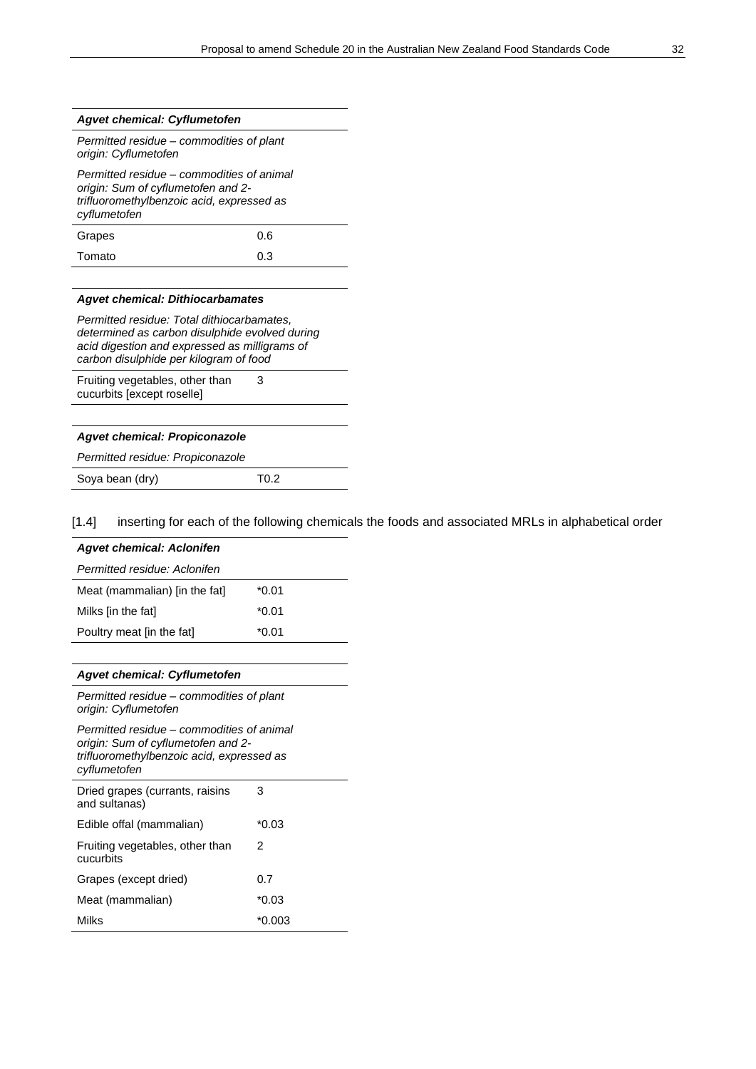| *Agvet chemical: Cyflumetofen* | |
|---|---|
| *Permitted residue – commodities of plant origin: Cyflumetofen* | |
| *Permitted residue – commodities of animal origin: Sum of cyflumetofen and 2-trifluoromethylbenzoic acid, expressed as cyflumetofen* | |
| Grapes | 0.6 |
| Tomato | 0.3 |

| *Agvet chemical: Dithiocarbamates* | |
|---|---|
| *Permitted residue: Total dithiocarbamates, determined as carbon disulphide evolved during acid digestion and expressed as milligrams of carbon disulphide per kilogram of food* | |
| Fruiting vegetables, other than cucurbits [except roselle] | 3 |

| *Agvet chemical: Propiconazole* | |
|---|---|
| *Permitted residue: Propiconazole* | |
| Soya bean (dry) | T0.2 |

[1.4] inserting for each of the following chemicals the foods and associated MRLs in alphabetical order

| *Agvet chemical: Aclonifen* | |
|---|---|
| *Permitted residue: Aclonifen* | |
| Meat (mammalian) [in the fat] | *0.01 |
| Milks [in the fat] | *0.01 |
| Poultry meat [in the fat] | *0.01 |

| *Agvet chemical: Cyflumetofen* | |
|---|---|
| *Permitted residue – commodities of plant origin: Cyflumetofen* | |
| *Permitted residue – commodities of animal origin: Sum of cyflumetofen and 2-trifluoromethylbenzoic acid, expressed as cyflumetofen* | |
| Dried grapes (currants, raisins and sultanas) | 3 |
| Edible offal (mammalian) | *0.03 |
| Fruiting vegetables, other than cucurbits | 2 |
| Grapes (except dried) | 0.7 |
| Meat (mammalian) | *0.03 |
| Milks | *0.003 |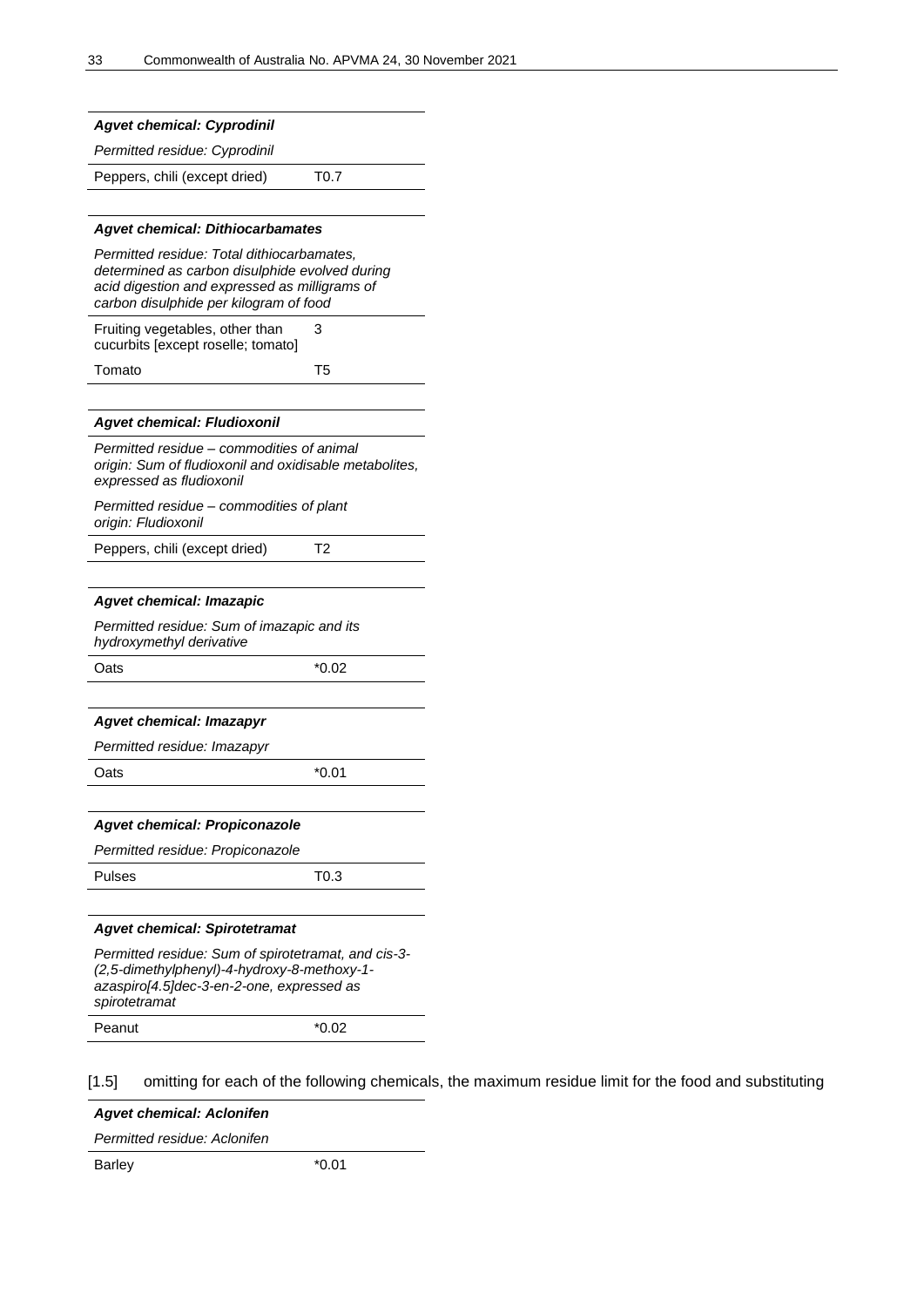| ***Agvet chemical: Cyprodinil*** | |
|---|---|
| *Permitted residue: Cyprodinil* | |
| Peppers, chili (except dried) | T0.7 |

| ***Agvet chemical: Dithiocarbamates*** | |
|---|---|
| *Permitted residue: Total dithiocarbamates, determined as carbon disulphide evolved during acid digestion and expressed as milligrams of carbon disulphide per kilogram of food* | |
| Fruiting vegetables, other than cucurbits [except roselle; tomato] | 3 |
| Tomato | T5 |

| ***Agvet chemical: Fludioxonil*** | |
|---|---|
| *Permitted residue – commodities of animal origin: Sum of fludioxonil and oxidisable metabolites, expressed as fludioxonil* | |
| *Permitted residue – commodities of plant origin: Fludioxonil* | |
| Peppers, chili (except dried) | T2 |

| ***Agvet chemical: Imazapic*** | |
|---|---|
| *Permitted residue: Sum of imazapic and its hydroxymethyl derivative* | |
| Oats | *0.02 |

| ***Agvet chemical: Imazapyr*** | |
|---|---|
| *Permitted residue: Imazapyr* | |
| Oats | *0.01 |

| ***Agvet chemical: Propiconazole*** | |
|---|---|
| *Permitted residue: Propiconazole* | |
| Pulses | T0.3 |

| ***Agvet chemical: Spirotetramat*** | |
|---|---|
| *Permitted residue: Sum of spirotetramat, and cis-3-(2,5-dimethylphenyl)-4-hydroxy-8-methoxy-1-azaspiro[4.5]dec-3-en-2-one, expressed as spirotetramat* | |
| Peanut | *0.02 |

[1.5] omitting for each of the following chemicals, the maximum residue limit for the food and substituting

| ***Agvet chemical: Aclonifen*** | |
|---|---|
| *Permitted residue: Aclonifen* | |
| Barley | *0.01 |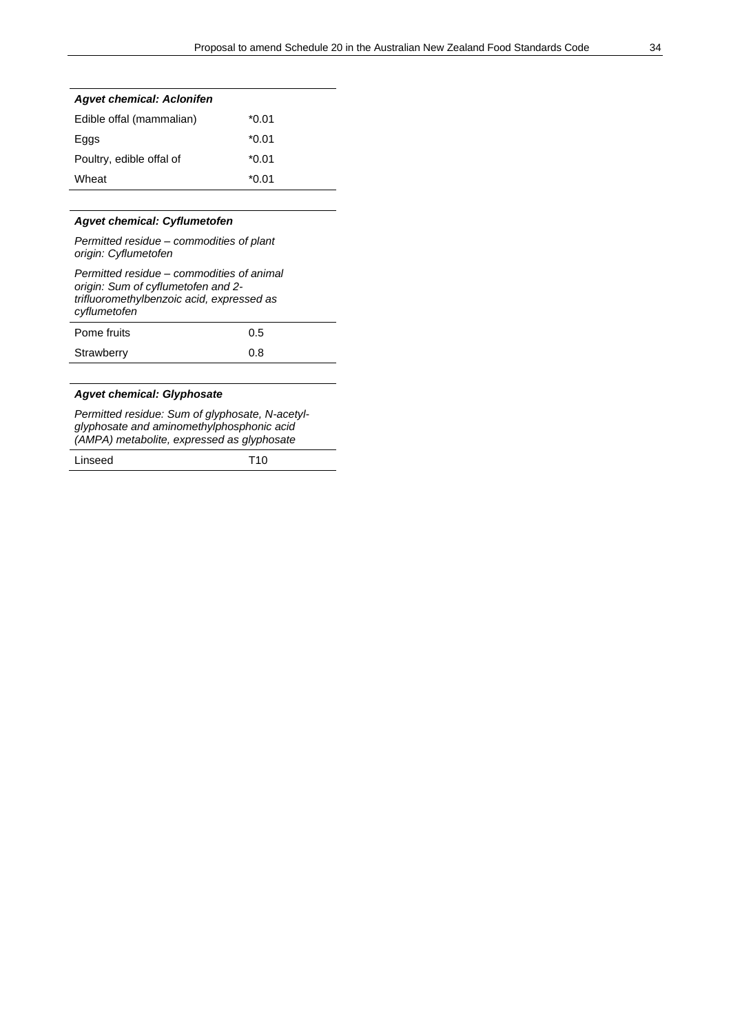| ***Agvet chemical: Aclonifen*** | |
|---|---|
| Edible offal (mammalian) | *0.01 |
| Eggs | *0.01 |
| Poultry, edible offal of | *0.01 |
| Wheat | *0.01 |

| ***Agvet chemical: Cyflumetofen*** | |
|---|---|
| *Permitted residue – commodities of plant origin: Cyflumetofen* | |
| *Permitted residue – commodities of animal origin: Sum of cyflumetofen and 2-trifluoromethylbenzoic acid, expressed as cyflumetofen* | |
| Pome fruits | 0.5 |
| Strawberry | 0.8 |

| ***Agvet chemical: Glyphosate*** | |
|---|---|
| *Permitted residue: Sum of glyphosate, N-acetyl-glyphosate and aminomethylphosphonic acid (AMPA) metabolite, expressed as glyphosate* | |
| Linseed | T10 |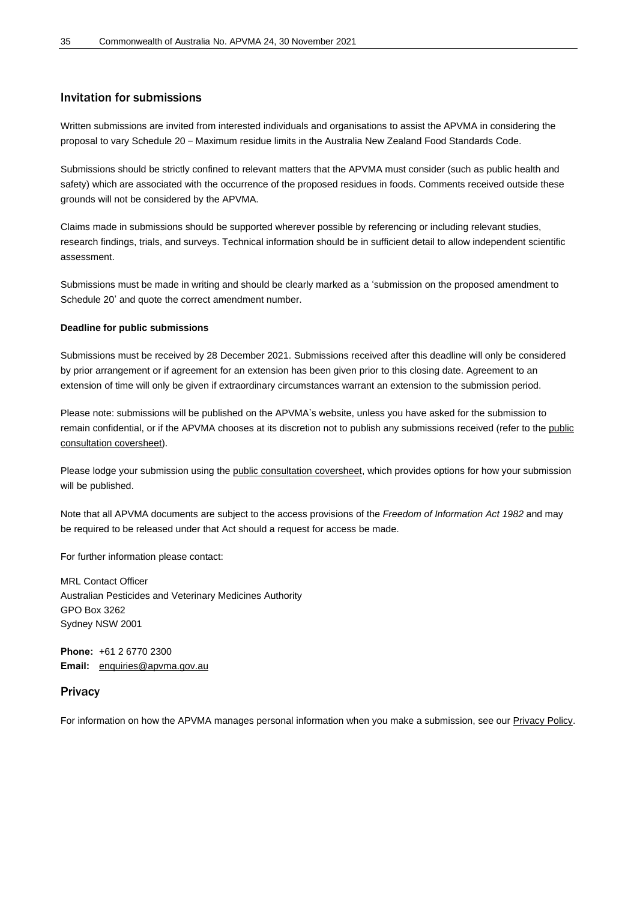## Invitation for submissions

Written submissions are invited from interested individuals and organisations to assist the APVMA in considering the proposal to vary Schedule 20 – Maximum residue limits in the Australia New Zealand Food Standards Code.

Submissions should be strictly confined to relevant matters that the APVMA must consider (such as public health and safety) which are associated with the occurrence of the proposed residues in foods. Comments received outside these grounds will not be considered by the APVMA.

Claims made in submissions should be supported wherever possible by referencing or including relevant studies, research findings, trials, and surveys. Technical information should be in sufficient detail to allow independent scientific assessment.

Submissions must be made in writing and should be clearly marked as a 'submission on the proposed amendment to Schedule 20' and quote the correct amendment number.

**Deadline for public submissions**

Submissions must be received by 28 December 2021. Submissions received after this deadline will only be considered by prior arrangement or if agreement for an extension has been given prior to this closing date. Agreement to an extension of time will only be given if extraordinary circumstances warrant an extension to the submission period.

Please note: submissions will be published on the APVMA's website, unless you have asked for the submission to remain confidential, or if the APVMA chooses at its discretion not to publish any submissions received (refer to the public consultation coversheet).

Please lodge your submission using the public consultation coversheet, which provides options for how your submission will be published.

Note that all APVMA documents are subject to the access provisions of the *Freedom of Information Act 1982* and may be required to be released under that Act should a request for access be made.

For further information please contact:

MRL Contact Officer
Australian Pesticides and Veterinary Medicines Authority
GPO Box 3262
Sydney NSW 2001

**Phone:** +61 2 6770 2300
**Email:** enquiries@apvma.gov.au

## Privacy

For information on how the APVMA manages personal information when you make a submission, see our Privacy Policy.